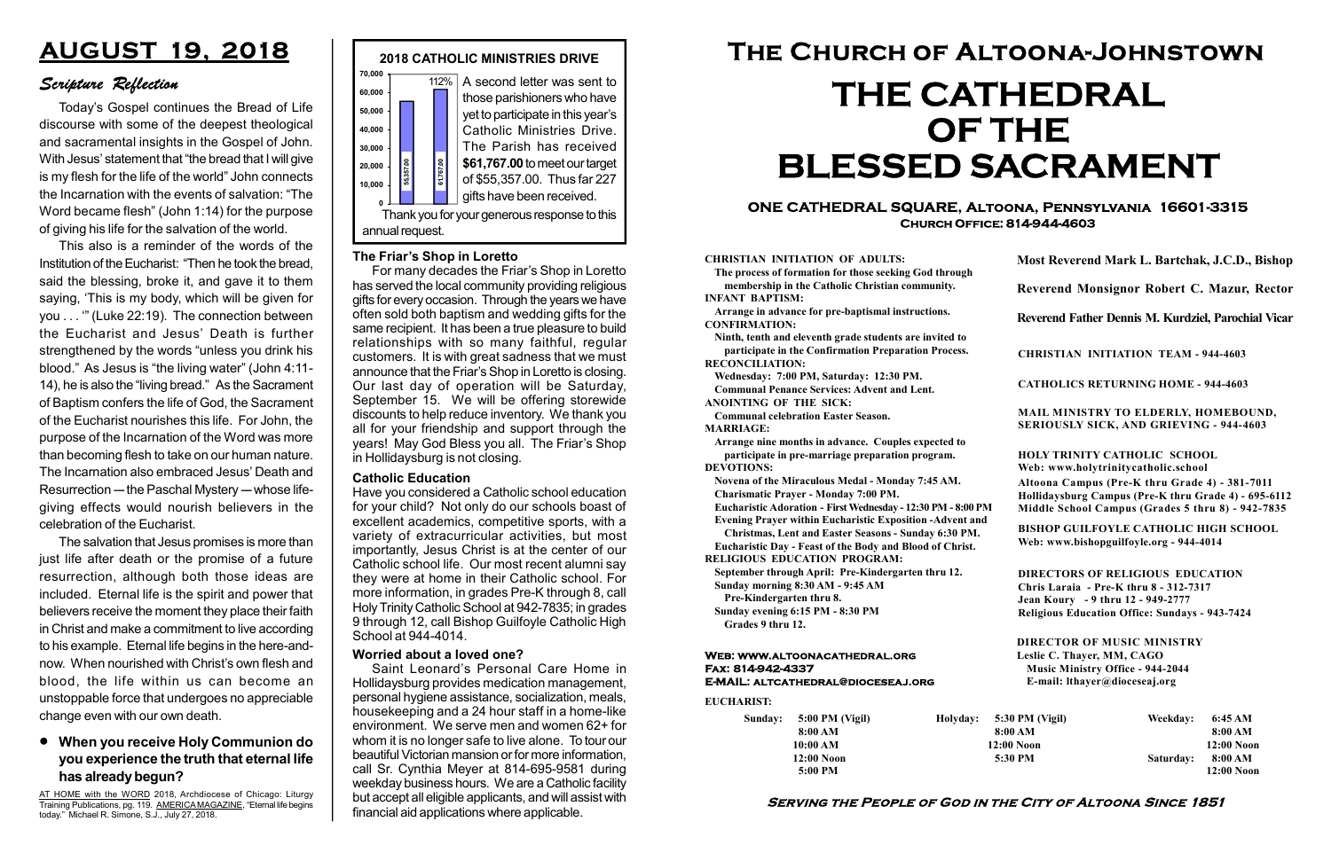# AUGUST 19, 2018

## *Scripture Reflection*

Today's Gospel continues the Bread of Life discourse with some of the deepest theological and sacramental insights in the Gospel of John. With Jesus' statement that "the bread that I will give is my flesh for the life of the world" John connects the Incarnation with the events of salvation: "The Word became flesh" (John 1:14) for the purpose of giving his life for the salvation of the world.

This also is a reminder of the words of the Institution of the Eucharist: "Then he took the bread, said the blessing, broke it, and gave it to them saying, 'This is my body, which will be given for you . . .'" (Luke 22:19). The connection between the Eucharist and Jesus' Death is further strengthened by the words "unless you drink his blood." As Jesus is "the living water" (John 4:11-14), he is also the "living bread." As the Sacrament of Baptism confers the life of God, the Sacrament of the Eucharist nourishes this life. For John, the purpose of the Incarnation of the Word was more than becoming flesh to take on our human nature. The Incarnation also embraced Jesus' Death and Resurrection — the Paschal Mystery — whose life-giving effects would nourish believers in the celebration of the Eucharist.

The salvation that Jesus promises is more than just life after death or the promise of a future resurrection, although both those ideas are included. Eternal life is the spirit and power that believers receive the moment they place their faith in Christ and make a commitment to live according to his example. Eternal life begins in the here-and-now. When nourished with Christ's own flesh and blood, the life within us can become an unstoppable force that undergoes no appreciable change even with our own death.

- **When you receive Holy Communion do you experience the truth that eternal life has already begun?**

AT HOME with the WORD 2018, Archdiocese of Chicago: Liturgy Training Publications, pg. 119. AMERICA MAGAZINE, "Eternal life begins today." Michael R. Simone, S.J., July 27, 2018.

## 2018 CATHOLIC MINISTRIES DRIVE

| Target | Received |
|---|---|
| 55357.00 | 61767.00 (112%) |

A second letter was sent to those parishioners who have yet to participate in this year's Catholic Ministries Drive. The Parish has received **$61,767.00** to meet our target of $55,357.00. Thus far 227 gifts have been received.

Thank you for your generous response to this annual request.

### The Friar's Shop in Loretto

For many decades the Friar's Shop in Loretto has served the local community providing religious gifts for every occasion. Through the years we have often sold both baptism and wedding gifts for the same recipient. It has been a true pleasure to build relationships with so many faithful, regular customers. It is with great sadness that we must announce that the Friar's Shop in Loretto is closing. Our last day of operation will be Saturday, September 15. We will be offering storewide discounts to help reduce inventory. We thank you all for your friendship and support through the years! May God Bless you all. The Friar's Shop in Hollidaysburg is not closing.

### Catholic Education

Have you considered a Catholic school education for your child? Not only do our schools boast of excellent academics, competitive sports, with a variety of extracurricular activities, but most importantly, Jesus Christ is at the center of our Catholic school life. Our most recent alumni say they were at home in their Catholic school. For more information, in grades Pre-K through 8, call Holy Trinity Catholic School at 942-7835; in grades 9 through 12, call Bishop Guilfoyle Catholic High School at 944-4014.

### Worried about a loved one?

Saint Leonard's Personal Care Home in Hollidaysburg provides medication management, personal hygiene assistance, socialization, meals, housekeeping and a 24 hour staff in a home-like environment. We serve men and women 62+ for whom it is no longer safe to live alone. To tour our beautiful Victorian mansion or for more information, call Sr. Cynthia Meyer at 814-695-9581 during weekday business hours. We are a Catholic facility but accept all eligible applicants, and will assist with financial aid applications where applicable.

# The Church of Altoona-Johnstown

# THE CATHEDRAL OF THE BLESSED SACRAMENT

**ONE CATHEDRAL SQUARE, Altoona, Pennsylvania 16601-3315**
**Church Office: 814-944-4603**

**CHRISTIAN INITIATION OF ADULTS:**
The process of formation for those seeking God through membership in the Catholic Christian community.
**INFANT BAPTISM:**
Arrange in advance for pre-baptismal instructions.
**CONFIRMATION:**
Ninth, tenth and eleventh grade students are invited to participate in the Confirmation Preparation Process.
**RECONCILIATION:**
Wednesday: 7:00 PM, Saturday: 12:30 PM.
Communal Penance Services: Advent and Lent.
**ANOINTING OF THE SICK:**
Communal celebration Easter Season.
**MARRIAGE:**
Arrange nine months in advance. Couples expected to participate in pre-marriage preparation program.
**DEVOTIONS:**
Novena of the Miraculous Medal - Monday 7:45 AM.
Charismatic Prayer - Monday 7:00 PM.
Eucharistic Adoration - First Wednesday - 12:30 PM - 8:00 PM
Evening Prayer within Eucharistic Exposition -Advent and Christmas, Lent and Easter Seasons - Sunday 6:30 PM.
Eucharistic Day - Feast of the Body and Blood of Christ.
**RELIGIOUS EDUCATION PROGRAM:**
September through April: Pre-Kindergarten thru 12.
Sunday morning 8:30 AM - 9:45 AM
Pre-Kindergarten thru 8.
Sunday evening 6:15 PM - 8:30 PM
Grades 9 thru 12.

**Most Reverend Mark L. Bartchak, J.C.D., Bishop**

**Reverend Monsignor Robert C. Mazur, Rector**

**Reverend Father Dennis M. Kurdziel, Parochial Vicar**

**CHRISTIAN INITIATION TEAM - 944-4603**

**CATHOLICS RETURNING HOME - 944-4603**

**MAIL MINISTRY TO ELDERLY, HOMEBOUND, SERIOUSLY SICK, AND GRIEVING - 944-4603**

**HOLY TRINITY CATHOLIC SCHOOL**
Web: www.holytrinitycatholic.school
Altoona Campus (Pre-K thru Grade 4) - 381-7011
Hollidaysburg Campus (Pre-K thru Grade 4) - 695-6112
Middle School Campus (Grades 5 thru 8) - 942-7835

**BISHOP GUILFOYLE CATHOLIC HIGH SCHOOL**
Web: www.bishopguilfoyle.org - 944-4014

**DIRECTORS OF RELIGIOUS EDUCATION**
Chris Laraia - Pre-K thru 8 - 312-7317
Jean Koury - 9 thru 12 - 949-2777
Religious Education Office: Sundays - 943-7424

**DIRECTOR OF MUSIC MINISTRY**
Leslie C. Thayer, MM, CAGO
Music Ministry Office - 944-2044
E-mail: lthayer@dioceseaj.org

**Web: www.altoonacathedral.org**
**Fax: 814-942-4337**
**E-MAIL: altcathedral@dioceseaj.org**

**EUCHARIST:**

| Sunday: | Holyday: | Weekday: |
|---|---|---|
| 5:00 PM (Vigil) | 5:30 PM (Vigil) | 6:45 AM |
| 8:00 AM | 8:00 AM | 8:00 AM |
| 10:00 AM | 12:00 Noon | 12:00 Noon |
| 12:00 Noon | 5:30 PM | Saturday: 8:00 AM |
| 5:00 PM | | 12:00 Noon |

**Serving the People of God in the City of Altoona Since 1851**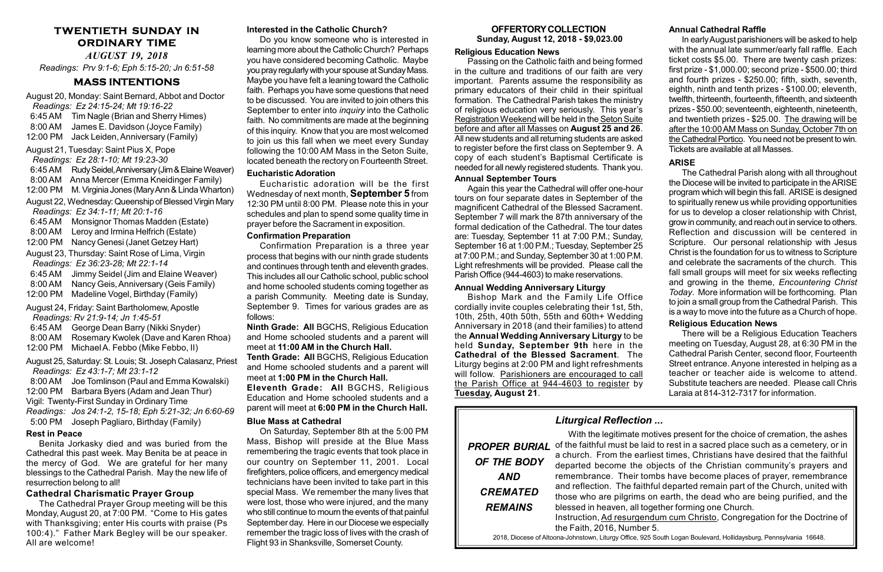# TWENTIETH SUNDAY IN ORDINARY TIME

*AUGUST 19, 2018*

*Readings: Prv 9:1-6; Eph 5:15-20; Jn 6:51-58*

## MASS INTENTIONS

August 20, Monday: Saint Bernard, Abbot and Doctor
*Readings: Ez 24:15-24; Mt 19:16-22*
6:45 AM Tim Nagle (Brian and Sherry Himes)
8:00 AM James E. Davidson (Joyce Family)
12:00 PM Jack Leiden, Anniversary (Family)

August 21, Tuesday: Saint Pius X, Pope
*Readings: Ez 28:1-10; Mt 19:23-30*
6:45 AM Rudy Seidel, Anniversary (Jim & Elaine Weaver)
8:00 AM Anna Mercer (Emma Kneidinger Family)
12:00 PM M. Virginia Jones (Mary Ann & Linda Wharton)

August 22, Wednesday: Queenship of Blessed Virgin Mary
*Readings: Ez 34:1-11; Mt 20:1-16*
6:45 AM Monsignor Thomas Madden (Estate)
8:00 AM Leroy and Irmina Helfrich (Estate)
12:00 PM Nancy Genesi (Janet Getzey Hart)

August 23, Thursday: Saint Rose of Lima, Virgin
*Readings: Ez 36:23-28; Mt 22:1-14*
6:45 AM Jimmy Seidel (Jim and Elaine Weaver)
8:00 AM Nancy Geis, Anniversary (Geis Family)
12:00 PM Madeline Vogel, Birthday (Family)

August 24, Friday: Saint Bartholomew, Apostle
*Readings: Rv 21:9-14; Jn 1:45-51*
6:45 AM George Dean Barry (Nikki Snyder)
8:00 AM Rosemary Kwolek (Dave and Karen Rhoa)
12:00 PM Michael A. Febbo (Mike Febbo, II)

August 25, Saturday: St. Louis; St. Joseph Calasanz, Priest
*Readings: Ez 43:1-7; Mt 23:1-12*
8:00 AM Joe Tomlinson (Paul and Emma Kowalski)
12:00 PM Barbara Byers (Adam and Jean Thur)
Vigil: Twenty-First Sunday in Ordinary Time
*Readings: Jos 24:1-2, 15-18; Eph 5:21-32; Jn 6:60-69*
5:00 PM Joseph Pagliaro, Birthday (Family)

### Rest in Peace

Benita Jorkasky died and was buried from the Cathedral this past week. May Benita be at peace in the mercy of God. We are grateful for her many blessings to the Cathedral Parish. May the new life of resurrection belong to all!

### Cathedral Charismatic Prayer Group

The Cathedral Prayer Group meeting will be this Monday, August 20, at 7:00 PM. "Come to His gates with Thanksgiving; enter His courts with praise (Ps 100:4)." Father Mark Begley will be our speaker. All are welcome!

### Interested in the Catholic Church?

Do you know someone who is interested in learning more about the Catholic Church? Perhaps you have considered becoming Catholic. Maybe you pray regularly with your spouse at Sunday Mass. Maybe you have felt a leaning toward the Catholic faith. Perhaps you have some questions that need to be discussed. You are invited to join others this September to enter into *inquiry* into the Catholic faith. No commitments are made at the beginning of this inquiry. Know that you are most welcomed to join us this fall when we meet every Sunday following the 10:00 AM Mass in the Seton Suite, located beneath the rectory on Fourteenth Street.

### Eucharistic Adoration

Eucharistic adoration will be the first Wednesday of next month, **September 5** from 12:30 PM until 8:00 PM. Please note this in your schedules and plan to spend some quality time in prayer before the Sacrament in exposition.

### Confirmation Preparation

Confirmation Preparation is a three year process that begins with our ninth grade students and continues through tenth and eleventh grades. This includes all our Catholic school, public school and home schooled students coming together as a parish Community. Meeting date is Sunday, September 9. Times for various grades are as follows:

**Ninth Grade: All** BGCHS, Religious Education and Home schooled students and a parent will meet at **11:00 AM in the Church Hall.**

**Tenth Grade: All** BGCHS, Religious Education and Home schooled students and a parent will meet at **1:00 PM in the Church Hall.**

**Eleventh Grade: All** BGCHS, Religious Education and Home schooled students and a parent will meet at **6:00 PM in the Church Hall.**

### Blue Mass at Cathedral

On Saturday, September 8th at the 5:00 PM Mass, Bishop will preside at the Blue Mass remembering the tragic events that took place in our country on September 11, 2001. Local firefighters, police officers, and emergency medical technicians have been invited to take part in this special Mass. We remember the many lives that were lost, those who were injured, and the many who still continue to mourn the events of that painful September day. Here in our Diocese we especially remember the tragic loss of lives with the crash of Flight 93 in Shanksville, Somerset County.

**OFFERTORY COLLECTION**
**Sunday, August 12, 2018 - $9,023.00**

### Religious Education News

Passing on the Catholic faith and being formed in the culture and traditions of our faith are very important. Parents assume the responsibility as primary educators of their child in their spiritual formation. The Cathedral Parish takes the ministry of religious education very seriously. This year's Registration Weekend will be held in the Seton Suite before and after all Masses on **August 25 and 26**. All new students and all returning students are asked to register before the first class on September 9. A copy of each student's Baptismal Certificate is needed for all newly registered students. Thank you.

### Annual September Tours

Again this year the Cathedral will offer one-hour tours on four separate dates in September of the magnificent Cathedral of the Blessed Sacrament. September 7 will mark the 87th anniversary of the formal dedication of the Cathedral. The tour dates are: Tuesday, September 11 at 7:00 P.M.; Sunday, September 16 at 1:00 P.M.; Tuesday, September 25 at 7:00 P.M.; and Sunday, September 30 at 1:00 P.M. Light refreshments will be provided. Please call the Parish Office (944-4603) to make reservations.

### Annual Wedding Anniversary Liturgy

Bishop Mark and the Family Life Office cordially invite couples celebrating their 1st, 5th, 10th, 25th, 40th 50th, 55th and 60th+ Wedding Anniversary in 2018 (and their families) to attend the **Annual Wedding Anniversary Liturgy** to be held **Sunday, September 9th** here in the **Cathedral of the Blessed Sacrament**. The Liturgy begins at 2:00 PM and light refreshments will follow. Parishioners are encouraged to call the Parish Office at 944-4603 to register by **Tuesday, August 21**.

### Annual Cathedral Raffle

In early August parishioners will be asked to help with the annual late summer/early fall raffle. Each ticket costs $5.00. There are twenty cash prizes: first prize - $1,000.00; second prize - $500.00; third and fourth prizes - $250.00; fifth, sixth, seventh, eighth, ninth and tenth prizes - $100.00; eleventh, twelfth, thirteenth, fourteenth, fifteenth, and sixteenth prizes - $50.00; seventeenth, eighteenth, nineteenth, and twentieth prizes - $25.00. The drawing will be after the 10:00 AM Mass on Sunday, October 7th on the Cathedral Portico. You need not be present to win. Tickets are available at all Masses.

### ARISE

The Cathedral Parish along with all throughout the Diocese will be invited to participate in the ARISE program which will begin this fall. ARISE is designed to spiritually renew us while providing opportunities for us to develop a closer relationship with Christ, grow in community, and reach out in service to others. Reflection and discussion will be centered in Scripture. Our personal relationship with Jesus Christ is the foundation for us to witness to Scripture and celebrate the sacraments of the church. This fall small groups will meet for six weeks reflecting and growing in the theme, *Encountering Christ Today*. More information will be forthcoming. Plan to join a small group from the Cathedral Parish. This is a way to move into the future as a Church of hope.

### Religious Education News

There will be a Religious Education Teachers meeting on Tuesday, August 28, at 6:30 PM in the Cathedral Parish Center, second floor, Fourteenth Street entrance. Anyone interested in helping as a teacher or teacher aide is welcome to attend. Substitute teachers are needed. Please call Chris Laraia at 814-312-7317 for information.

### *Liturgical Reflection ...*

***PROPER BURIAL OF THE BODY AND CREMATED REMAINS***

With the legitimate motives present for the choice of cremation, the ashes of the faithful must be laid to rest in a sacred place such as a cemetery, or in a church. From the earliest times, Christians have desired that the faithful departed become the objects of the Christian community's prayers and remembrance. Their tombs have become places of prayer, remembrance and reflection. The faithful departed remain part of the Church, united with those who are pilgrims on earth, the dead who are being purified, and the blessed in heaven, all together forming one Church.

Instruction, Ad resurgendum cum Christo, Congregation for the Doctrine of the Faith, 2016, Number 5.

2018, Diocese of Altoona-Johnstown, Liturgy Office, 925 South Logan Boulevard, Hollidaysburg, Pennsylvania 16648.